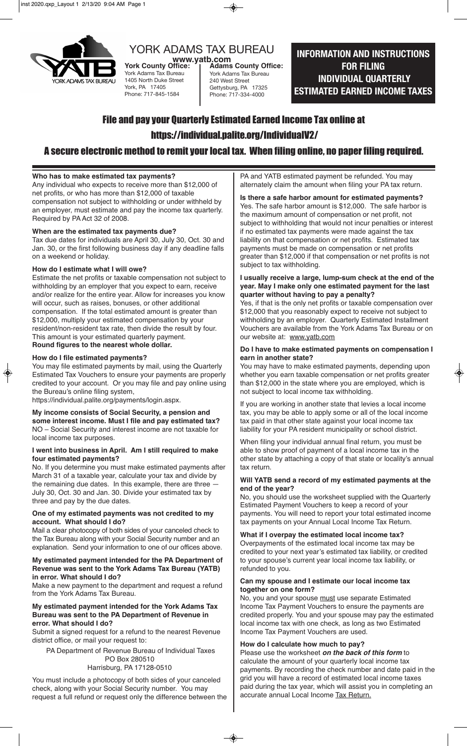# YORK ADAMS TAX BUREAU

**www.yatb.com**

**York County Office:**
York Adams Tax Bureau
1405 North Duke Street
York, PA 17405
Phone: 717-845-1584

**Adams County Office:**
York Adams Tax Bureau
240 West Street
Gettysburg, PA 17325
Phone: 717-334-4000

## INFORMATION AND INSTRUCTIONS FOR FILING INDIVIDUAL QUARTERLY ESTIMATED EARNED INCOME TAXES

## File and pay your Quarterly Estimated Earned Income Tax online at https://individual.palite.org/IndividualV2/

## A secure electronic method to remit your local tax. When filing online, no paper filing required.

**Who has to make estimated tax payments?**
Any individual who expects to receive more than $12,000 of net profits, or who has more than $12,000 of taxable compensation not subject to withholding or under withheld by an employer, must estimate and pay the income tax quarterly. Required by PA Act 32 of 2008.

**When are the estimated tax payments due?**
Tax due dates for individuals are April 30, July 30, Oct. 30 and Jan. 30, or the first following business day if any deadline falls on a weekend or holiday.

**How do I estimate what I will owe?**
Estimate the net profits or taxable compensation not subject to withholding by an employer that you expect to earn, receive and/or realize for the entire year. Allow for increases you know will occur, such as raises, bonuses, or other additional compensation. If the total estimated amount is greater than $12,000, multiply your estimated compensation by your resident/non-resident tax rate, then divide the result by four. This amount is your estimated quarterly payment.
**Round figures to the nearest whole dollar.**

**How do I file estimated payments?**
You may file estimated payments by mail, using the Quarterly Estimated Tax Vouchers to ensure your payments are properly credited to your account. Or you may file and pay online using the Bureau's online filing system,
https://individual.palite.org/payments/login.aspx.

**My income consists of Social Security, a pension and some interest income. Must I file and pay estimated tax?**
NO – Social Security and interest income are not taxable for local income tax purposes.

**I went into business in April. Am I still required to make four estimated payments?**
No. If you determine you must make estimated payments after March 31 of a taxable year, calculate your tax and divide by the remaining due dates. In this example, there are three — July 30, Oct. 30 and Jan. 30. Divide your estimated tax by three and pay by the due dates.

**One of my estimated payments was not credited to my account. What should I do?**
Mail a clear photocopy of both sides of your canceled check to the Tax Bureau along with your Social Security number and an explanation. Send your information to one of our offices above.

**My estimated payment intended for the PA Department of Revenue was sent to the York Adams Tax Bureau (YATB) in error. What should I do?**
Make a new payment to the department and request a refund from the York Adams Tax Bureau.

**My estimated payment intended for the York Adams Tax Bureau was sent to the PA Department of Revenue in error. What should I do?**
Submit a signed request for a refund to the nearest Revenue district office, or mail your request to:

PA Department of Revenue Bureau of Individual Taxes
PO Box 280510
Harrisburg, PA 17128-0510

You must include a photocopy of both sides of your canceled check, along with your Social Security number. You may request a full refund or request only the difference between the PA and YATB estimated payment be refunded. You may alternately claim the amount when filing your PA tax return.

**Is there a safe harbor amount for estimated payments?**
Yes. The safe harbor amount is $12,000. The safe harbor is the maximum amount of compensation or net profit, not subject to withholding that would not incur penalties or interest if no estimated tax payments were made against the tax liability on that compensation or net profits. Estimated tax payments must be made on compensation or net profits greater than $12,000 if that compensation or net profits is not subject to tax withholding.

**I usually receive a large, lump-sum check at the end of the year. May I make only one estimated payment for the last quarter without having to pay a penalty?**
Yes, if that is the only net profits or taxable compensation over $12,000 that you reasonably expect to receive not subject to withholding by an employer. Quarterly Estimated Installment Vouchers are available from the York Adams Tax Bureau or on our website at: www.yatb.com

**Do I have to make estimated payments on compensation I earn in another state?**
You may have to make estimated payments, depending upon whether you earn taxable compensation or net profits greater than $12,000 in the state where you are employed, which is not subject to local income tax withholding.

If you are working in another state that levies a local income tax, you may be able to apply some or all of the local income tax paid in that other state against your local income tax liability for your PA resident municipality or school district.

When filing your individual annual final return, you must be able to show proof of payment of a local income tax in the other state by attaching a copy of that state or locality's annual tax return.

**Will YATB send a record of my estimated payments at the end of the year?**
No, you should use the worksheet supplied with the Quarterly Estimated Payment Vouchers to keep a record of your payments. You will need to report your total estimated income tax payments on your Annual Local Income Tax Return.

**What if I overpay the estimated local income tax?**
Overpayments of the estimated local income tax may be credited to your next year's estimated tax liability, or credited to your spouse's current year local income tax liability, or refunded to you.

**Can my spouse and I estimate our local income tax together on one form?**
No, you and your spouse must use separate Estimated Income Tax Payment Vouchers to ensure the payments are credited properly. You and your spouse may pay the estimated local income tax with one check, as long as two Estimated Income Tax Payment Vouchers are used.

**How do I calculate how much to pay?**
Please use the worksheet ***on the back of this form*** to calculate the amount of your quarterly local income tax payments. By recording the check number and date paid in the grid you will have a record of estimated local income taxes paid during the tax year, which will assist you in completing an accurate annual Local Income Tax Return.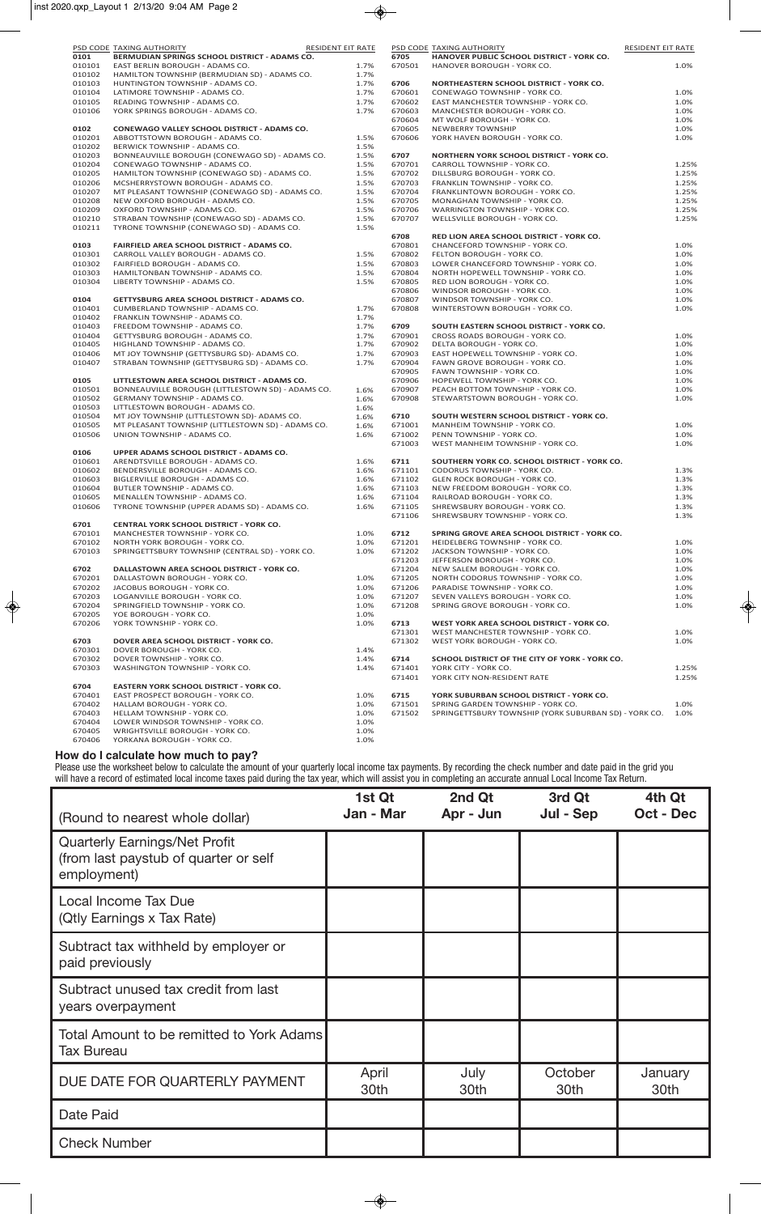| PSD CODE | TAXING AUTHORITY | RESIDENT EIT RATE |
|---|---|---|
| **0101** | **BERMUDIAN SPRINGS SCHOOL DISTRICT - ADAMS CO.** | |
| 010101 | EAST BERLIN BOROUGH - ADAMS CO. | 1.7% |
| 010102 | HAMILTON TOWNSHIP (BERMUDIAN SD) - ADAMS CO. | 1.7% |
| 010103 | HUNTINGTON TOWNSHIP - ADAMS CO. | 1.7% |
| 010104 | LATIMORE TOWNSHIP - ADAMS CO. | 1.7% |
| 010105 | READING TOWNSHIP - ADAMS CO. | 1.7% |
| 010106 | YORK SPRINGS BOROUGH - ADAMS CO. | 1.7% |
| **0102** | **CONEWAGO VALLEY SCHOOL DISTRICT - ADAMS CO.** | |
| 010201 | ABBOTTSTOWN BOROUGH - ADAMS CO. | 1.5% |
| 010202 | BERWICK TOWNSHIP - ADAMS CO. | 1.5% |
| 010203 | BONNEAUVILLE BOROUGH (CONEWAGO SD) - ADAMS CO. | 1.5% |
| 010204 | CONEWAGO TOWNSHIP - ADAMS CO. | 1.5% |
| 010205 | HAMILTON TOWNSHIP (CONEWAGO SD) - ADAMS CO. | 1.5% |
| 010206 | MCSHERRYSTOWN BOROUGH - ADAMS CO. | 1.5% |
| 010207 | MT PLEASANT TOWNSHIP (CONEWAGO SD) - ADAMS CO. | 1.5% |
| 010208 | NEW OXFORD BOROUGH - ADAMS CO. | 1.5% |
| 010209 | OXFORD TOWNSHIP - ADAMS CO. | 1.5% |
| 010210 | STRABAN TOWNSHIP (CONEWAGO SD) - ADAMS CO. | 1.5% |
| 010211 | TYRONE TOWNSHIP (CONEWAGO SD) - ADAMS CO. | 1.5% |
| **0103** | **FAIRFIELD AREA SCHOOL DISTRICT - ADAMS CO.** | |
| 010301 | CARROLL VALLEY BOROUGH - ADAMS CO. | 1.5% |
| 010302 | FAIRFIELD BOROUGH - ADAMS CO. | 1.5% |
| 010303 | HAMILTONBAN TOWNSHIP - ADAMS CO. | 1.5% |
| 010304 | LIBERTY TOWNSHIP - ADAMS CO. | 1.5% |
| **0104** | **GETTYSBURG AREA SCHOOL DISTRICT - ADAMS CO.** | |
| 010401 | CUMBERLAND TOWNSHIP - ADAMS CO. | 1.7% |
| 010402 | FRANKLIN TOWNSHIP - ADAMS CO. | 1.7% |
| 010403 | FREEDOM TOWNSHIP - ADAMS CO. | 1.7% |
| 010404 | GETTYSBURG BOROUGH - ADAMS CO. | 1.7% |
| 010405 | HIGHLAND TOWNSHIP - ADAMS CO. | 1.7% |
| 010406 | MT JOY TOWNSHIP (GETTYSBURG SD)- ADAMS CO. | 1.7% |
| 010407 | STRABAN TOWNSHIP (GETTYSBURG SD) - ADAMS CO. | 1.7% |
| **0105** | **LITTLESTOWN AREA SCHOOL DISTRICT - ADAMS CO.** | |
| 010501 | BONNEAUVILLE BOROUGH (LITTLESTOWN SD) - ADAMS CO. | 1.6% |
| 010502 | GERMANY TOWNSHIP - ADAMS CO. | 1.6% |
| 010503 | LITTLESTOWN BOROUGH - ADAMS CO. | 1.6% |
| 010504 | MT JOY TOWNSHIP (LITTLESTOWN SD)- ADAMS CO. | 1.6% |
| 010505 | MT PLEASANT TOWNSHIP (LITTLESTOWN SD) - ADAMS CO. | 1.6% |
| 010506 | UNION TOWNSHIP - ADAMS CO. | 1.6% |
| **0106** | **UPPER ADAMS SCHOOL DISTRICT - ADAMS CO.** | |
| 010601 | ARENDTSVILLE BOROUGH - ADAMS CO. | 1.6% |
| 010602 | BENDERSVILLE BOROUGH - ADAMS CO. | 1.6% |
| 010603 | BIGLERVILLE BOROUGH - ADAMS CO. | 1.6% |
| 010604 | BUTLER TOWNSHIP - ADAMS CO. | 1.6% |
| 010605 | MENALLEN TOWNSHIP - ADAMS CO. | 1.6% |
| 010606 | TYRONE TOWNSHIP (UPPER ADAMS SD) - ADAMS CO. | 1.6% |
| **6701** | **CENTRAL YORK SCHOOL DISTRICT - YORK CO.** | |
| 670101 | MANCHESTER TOWNSHIP - YORK CO. | 1.0% |
| 670102 | NORTH YORK BOROUGH - YORK CO. | 1.0% |
| 670103 | SPRINGETTSBURY TOWNSHIP (CENTRAL SD) - YORK CO. | 1.0% |
| **6702** | **DALLASTOWN AREA SCHOOL DISTRICT - YORK CO.** | |
| 670201 | DALLASTOWN BOROUGH - YORK CO. | 1.0% |
| 670202 | JACOBUS BOROUGH - YORK CO. | 1.0% |
| 670203 | LOGANVILLE BOROUGH - YORK CO. | 1.0% |
| 670204 | SPRINGFIELD TOWNSHIP - YORK CO. | 1.0% |
| 670205 | YOE BOROUGH - YORK CO. | 1.0% |
| 670206 | YORK TOWNSHIP - YORK CO. | 1.0% |
| **6703** | **DOVER AREA SCHOOL DISTRICT - YORK CO.** | |
| 670301 | DOVER BOROUGH - YORK CO. | 1.4% |
| 670302 | DOVER TOWNSHIP - YORK CO. | 1.4% |
| 670303 | WASHINGTON TOWNSHIP - YORK CO. | 1.4% |
| **6704** | **EASTERN YORK SCHOOL DISTRICT - YORK CO.** | |
| 670401 | EAST PROSPECT BOROUGH - YORK CO. | 1.0% |
| 670402 | HALLAM BOROUGH - YORK CO. | 1.0% |
| 670403 | HELLAM TOWNSHIP - YORK CO. | 1.0% |
| 670404 | LOWER WINDSOR TOWNSHIP - YORK CO. | 1.0% |
| 670405 | WRIGHTSVILLE BOROUGH - YORK CO. | 1.0% |
| 670406 | YORKANA BOROUGH - YORK CO. | 1.0% |
| **6705** | **HANOVER PUBLIC SCHOOL DISTRICT - YORK CO.** | |
| 670501 | HANOVER BOROUGH - YORK CO. | 1.0% |
| **6706** | **NORTHEASTERN SCHOOL DISTRICT - YORK CO.** | |
| 670601 | CONEWAGO TOWNSHIP - YORK CO. | 1.0% |
| 670602 | EAST MANCHESTER TOWNSHIP - YORK CO. | 1.0% |
| 670603 | MANCHESTER BOROUGH - YORK CO. | 1.0% |
| 670604 | MT WOLF BOROUGH - YORK CO. | 1.0% |
| 670605 | NEWBERRY TOWNSHIP | 1.0% |
| 670606 | YORK HAVEN BOROUGH - YORK CO. | 1.0% |
| **6707** | **NORTHERN YORK SCHOOL DISTRICT - YORK CO.** | |
| 670701 | CARROLL TOWNSHIP - YORK CO. | 1.25% |
| 670702 | DILLSBURG BOROUGH - YORK CO. | 1.25% |
| 670703 | FRANKLIN TOWNSHIP - YORK CO. | 1.25% |
| 670704 | FRANKLINTOWN BOROUGH - YORK CO. | 1.25% |
| 670705 | MONAGHAN TOWNSHIP - YORK CO. | 1.25% |
| 670706 | WARRINGTON TOWNSHIP - YORK CO. | 1.25% |
| 670707 | WELLSVILLE BOROUGH - YORK CO. | 1.25% |
| **6708** | **RED LION AREA SCHOOL DISTRICT - YORK CO.** | |
| 670801 | CHANCEFORD TOWNSHIP - YORK CO. | 1.0% |
| 670802 | FELTON BOROUGH - YORK CO. | 1.0% |
| 670803 | LOWER CHANCEFORD TOWNSHIP - YORK CO. | 1.0% |
| 670804 | NORTH HOPEWELL TOWNSHIP - YORK CO. | 1.0% |
| 670805 | RED LION BOROUGH - YORK CO. | 1.0% |
| 670806 | WINDSOR BOROUGH - YORK CO. | 1.0% |
| 670807 | WINDSOR TOWNSHIP - YORK CO. | 1.0% |
| 670808 | WINTERSTOWN BOROUGH - YORK CO. | 1.0% |
| **6709** | **SOUTH EASTERN SCHOOL DISTRICT - YORK CO.** | |
| 670901 | CROSS ROADS BOROUGH - YORK CO. | 1.0% |
| 670902 | DELTA BOROUGH - YORK CO. | 1.0% |
| 670903 | EAST HOPEWELL TOWNSHIP - YORK CO. | 1.0% |
| 670904 | FAWN GROVE BOROUGH - YORK CO. | 1.0% |
| 670905 | FAWN TOWNSHIP - YORK CO. | 1.0% |
| 670906 | HOPEWELL TOWNSHIP - YORK CO. | 1.0% |
| 670907 | PEACH BOTTOM TOWNSHIP - YORK CO. | 1.0% |
| 670908 | STEWARTSTOWN BOROUGH - YORK CO. | 1.0% |
| **6710** | **SOUTH WESTERN SCHOOL DISTRICT - YORK CO.** | |
| 671001 | MANHEIM TOWNSHIP - YORK CO. | 1.0% |
| 671002 | PENN TOWNSHIP - YORK CO. | 1.0% |
| 671003 | WEST MANHEIM TOWNSHIP - YORK CO. | 1.0% |
| **6711** | **SOUTHERN YORK CO. SCHOOL DISTRICT - YORK CO.** | |
| 671101 | CODORUS TOWNSHIP - YORK CO. | 1.3% |
| 671102 | GLEN ROCK BOROUGH - YORK CO. | 1.3% |
| 671103 | NEW FREEDOM BOROUGH - YORK CO. | 1.3% |
| 671104 | RAILROAD BOROUGH - YORK CO. | 1.3% |
| 671105 | SHREWSBURY BOROUGH - YORK CO. | 1.3% |
| 671106 | SHREWSBURY TOWNSHIP - YORK CO. | 1.3% |
| **6712** | **SPRING GROVE AREA SCHOOL DISTRICT - YORK CO.** | |
| 671201 | HEIDELBERG TOWNSHIP - YORK CO. | 1.0% |
| 671202 | JACKSON TOWNSHIP - YORK CO. | 1.0% |
| 671203 | JEFFERSON BOROUGH - YORK CO. | 1.0% |
| 671204 | NEW SALEM BOROUGH - YORK CO. | 1.0% |
| 671205 | NORTH CODORUS TOWNSHIP - YORK CO. | 1.0% |
| 671206 | PARADISE TOWNSHIP - YORK CO. | 1.0% |
| 671207 | SEVEN VALLEYS BOROUGH - YORK CO. | 1.0% |
| 671208 | SPRING GROVE BOROUGH - YORK CO. | 1.0% |
| **6713** | **WEST YORK AREA SCHOOL DISTRICT - YORK CO.** | |
| 671301 | WEST MANCHESTER TOWNSHIP - YORK CO. | 1.0% |
| 671302 | WEST YORK BOROUGH - YORK CO. | 1.0% |
| **6714** | **SCHOOL DISTRICT OF THE CITY OF YORK - YORK CO.** | |
| 671401 | YORK CITY - YORK CO. | 1.25% |
| 671401 | YORK CITY NON-RESIDENT RATE | 1.25% |
| **6715** | **YORK SUBURBAN SCHOOL DISTRICT - YORK CO.** | |
| 671501 | SPRING GARDEN TOWNSHIP - YORK CO. | 1.0% |
| 671502 | SPRINGETTSBURY TOWNSHIP (YORK SUBURBAN SD) - YORK CO. | 1.0% |

## How do I calculate how much to pay?

Please use the worksheet below to calculate the amount of your quarterly local income tax payments. By recording the check number and date paid in the grid you will have a record of estimated local income taxes paid during the tax year, which will assist you in completing an accurate annual Local Income Tax Return.

| (Round to nearest whole dollar) | 1st Qt Jan - Mar | 2nd Qt Apr - Jun | 3rd Qt Jul - Sep | 4th Qt Oct - Dec |
|---|---|---|---|---|
| Quarterly Earnings/Net Profit (from last paystub of quarter or self employment) | | | | |
| Local Income Tax Due (Qtly Earnings x Tax Rate) | | | | |
| Subtract tax withheld by employer or paid previously | | | | |
| Subtract unused tax credit from last years overpayment | | | | |
| Total Amount to be remitted to York Adams Tax Bureau | | | | |
| DUE DATE FOR QUARTERLY PAYMENT | April 30th | July 30th | October 30th | January 30th |
| Date Paid | | | | |
| Check Number | | | | |